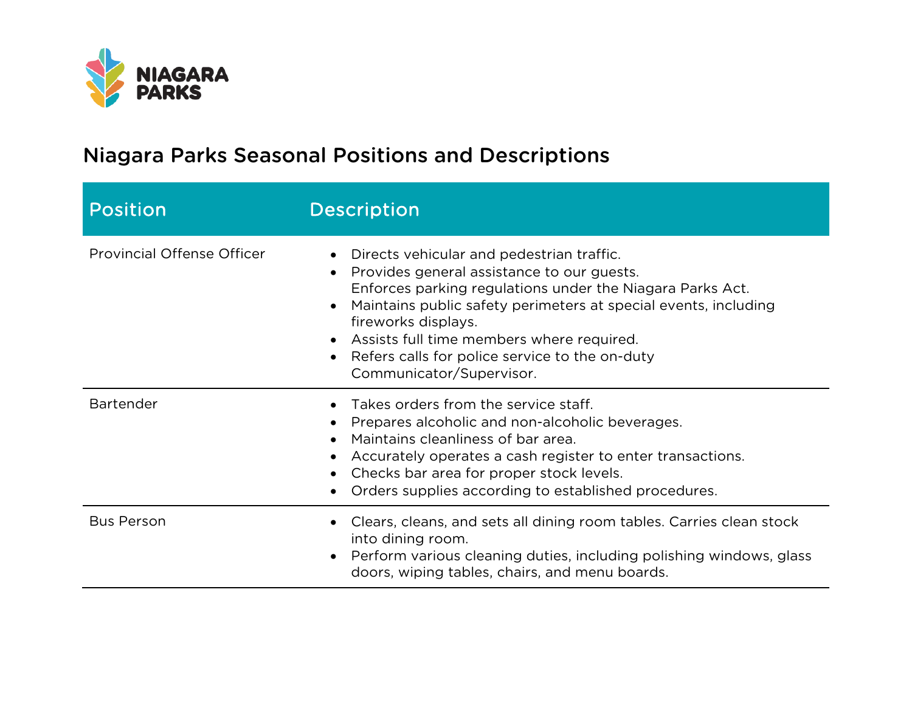NIAGARA PARKS

# Niagara Parks Seasonal Positions and Descriptions

| Position | Description |
|---|---|
| Provincial Offense Officer | • Directs vehicular and pedestrian traffic.<br>• Provides general assistance to our guests.<br>Enforces parking regulations under the Niagara Parks Act.<br>• Maintains public safety perimeters at special events, including fireworks displays.<br>• Assists full time members where required.<br>• Refers calls for police service to the on-duty Communicator/Supervisor. |
| Bartender | • Takes orders from the service staff.<br>• Prepares alcoholic and non-alcoholic beverages.<br>• Maintains cleanliness of bar area.<br>• Accurately operates a cash register to enter transactions.<br>• Checks bar area for proper stock levels.<br>• Orders supplies according to established procedures. |
| Bus Person | • Clears, cleans, and sets all dining room tables. Carries clean stock into dining room.<br>• Perform various cleaning duties, including polishing windows, glass doors, wiping tables, chairs, and menu boards. |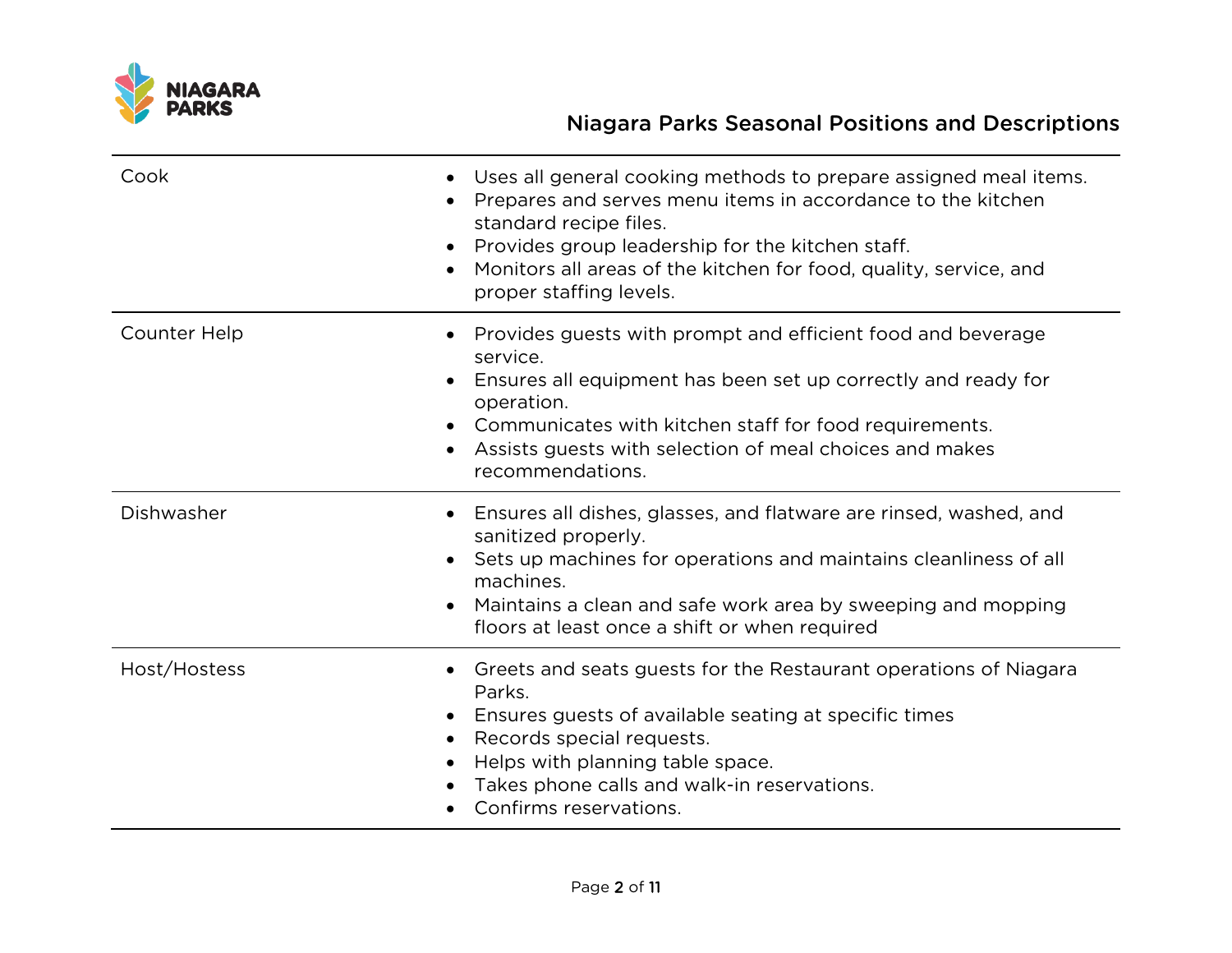| Position | Description |
|---|---|
| Cook | • Uses all general cooking methods to prepare assigned meal items.<br>• Prepares and serves menu items in accordance to the kitchen standard recipe files.<br>• Provides group leadership for the kitchen staff.<br>• Monitors all areas of the kitchen for food, quality, service, and proper staffing levels. |
| Counter Help | • Provides guests with prompt and efficient food and beverage service.<br>• Ensures all equipment has been set up correctly and ready for operation.<br>• Communicates with kitchen staff for food requirements.<br>• Assists guests with selection of meal choices and makes recommendations. |
| Dishwasher | • Ensures all dishes, glasses, and flatware are rinsed, washed, and sanitized properly.<br>• Sets up machines for operations and maintains cleanliness of all machines.<br>• Maintains a clean and safe work area by sweeping and mopping floors at least once a shift or when required |
| Host/Hostess | • Greets and seats guests for the Restaurant operations of Niagara Parks.<br>• Ensures guests of available seating at specific times<br>• Records special requests.<br>• Helps with planning table space.<br>• Takes phone calls and walk-in reservations.<br>• Confirms reservations. |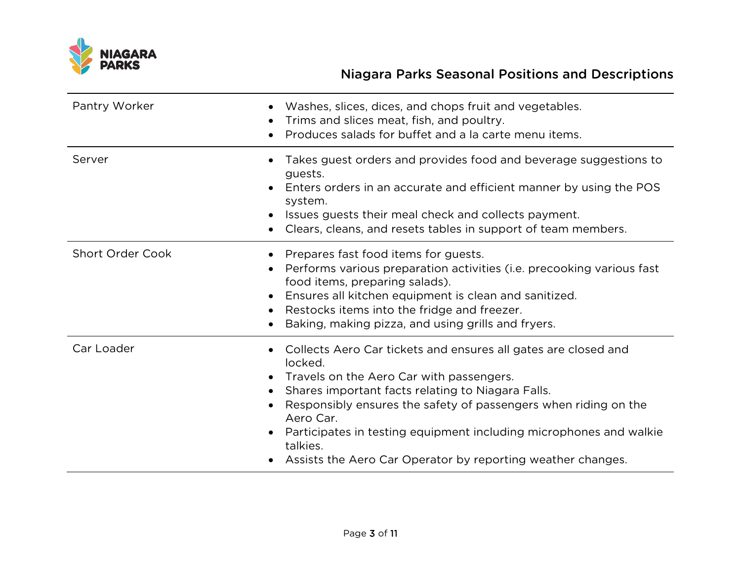| | |
|---|---|
| Pantry Worker | • Washes, slices, dices, and chops fruit and vegetables.<br>• Trims and slices meat, fish, and poultry.<br>• Produces salads for buffet and a la carte menu items. |
| Server | • Takes guest orders and provides food and beverage suggestions to guests.<br>• Enters orders in an accurate and efficient manner by using the POS system.<br>• Issues guests their meal check and collects payment.<br>• Clears, cleans, and resets tables in support of team members. |
| Short Order Cook | • Prepares fast food items for guests.<br>• Performs various preparation activities (i.e. precooking various fast food items, preparing salads).<br>• Ensures all kitchen equipment is clean and sanitized.<br>• Restocks items into the fridge and freezer.<br>• Baking, making pizza, and using grills and fryers. |
| Car Loader | • Collects Aero Car tickets and ensures all gates are closed and locked.<br>• Travels on the Aero Car with passengers.<br>• Shares important facts relating to Niagara Falls.<br>• Responsibly ensures the safety of passengers when riding on the Aero Car.<br>• Participates in testing equipment including microphones and walkie talkies.<br>• Assists the Aero Car Operator by reporting weather changes. |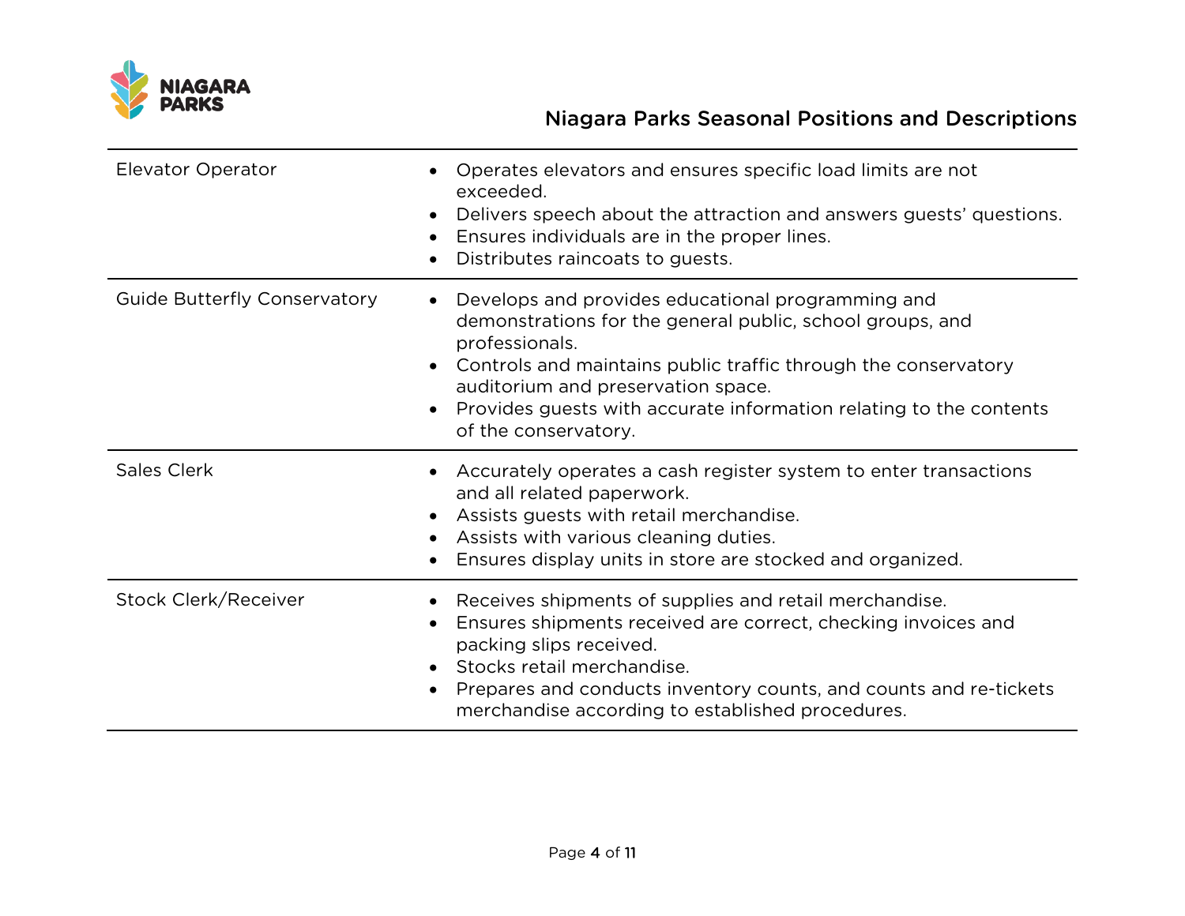| Position | Description |
|---|---|
| Elevator Operator | • Operates elevators and ensures specific load limits are not exceeded.<br>• Delivers speech about the attraction and answers guests' questions.<br>• Ensures individuals are in the proper lines.<br>• Distributes raincoats to guests. |
| Guide Butterfly Conservatory | • Develops and provides educational programming and demonstrations for the general public, school groups, and professionals.<br>• Controls and maintains public traffic through the conservatory auditorium and preservation space.<br>• Provides guests with accurate information relating to the contents of the conservatory. |
| Sales Clerk | • Accurately operates a cash register system to enter transactions and all related paperwork.<br>• Assists guests with retail merchandise.<br>• Assists with various cleaning duties.<br>• Ensures display units in store are stocked and organized. |
| Stock Clerk/Receiver | • Receives shipments of supplies and retail merchandise.<br>• Ensures shipments received are correct, checking invoices and packing slips received.<br>• Stocks retail merchandise.<br>• Prepares and conducts inventory counts, and counts and re-tickets merchandise according to established procedures. |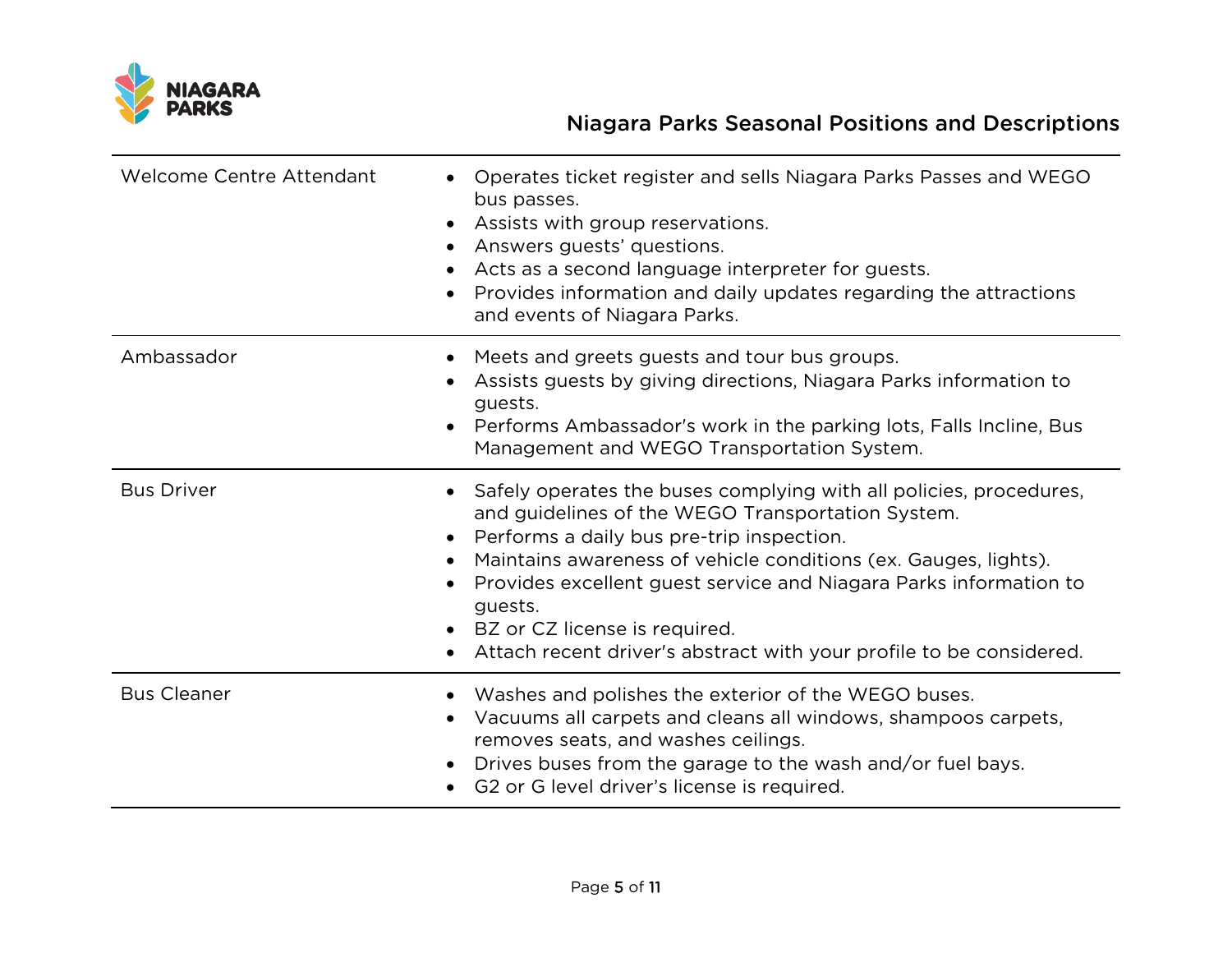| Position | Description |
|---|---|
| Welcome Centre Attendant | • Operates ticket register and sells Niagara Parks Passes and WEGO bus passes.<br>• Assists with group reservations.<br>• Answers guests' questions.<br>• Acts as a second language interpreter for guests.<br>• Provides information and daily updates regarding the attractions and events of Niagara Parks. |
| Ambassador | • Meets and greets guests and tour bus groups.<br>• Assists guests by giving directions, Niagara Parks information to guests.<br>• Performs Ambassador's work in the parking lots, Falls Incline, Bus Management and WEGO Transportation System. |
| Bus Driver | • Safely operates the buses complying with all policies, procedures, and guidelines of the WEGO Transportation System.<br>• Performs a daily bus pre-trip inspection.<br>• Maintains awareness of vehicle conditions (ex. Gauges, lights).<br>• Provides excellent guest service and Niagara Parks information to guests.<br>• BZ or CZ license is required.<br>• Attach recent driver's abstract with your profile to be considered. |
| Bus Cleaner | • Washes and polishes the exterior of the WEGO buses.<br>• Vacuums all carpets and cleans all windows, shampoos carpets, removes seats, and washes ceilings.<br>• Drives buses from the garage to the wash and/or fuel bays.<br>• G2 or G level driver's license is required. |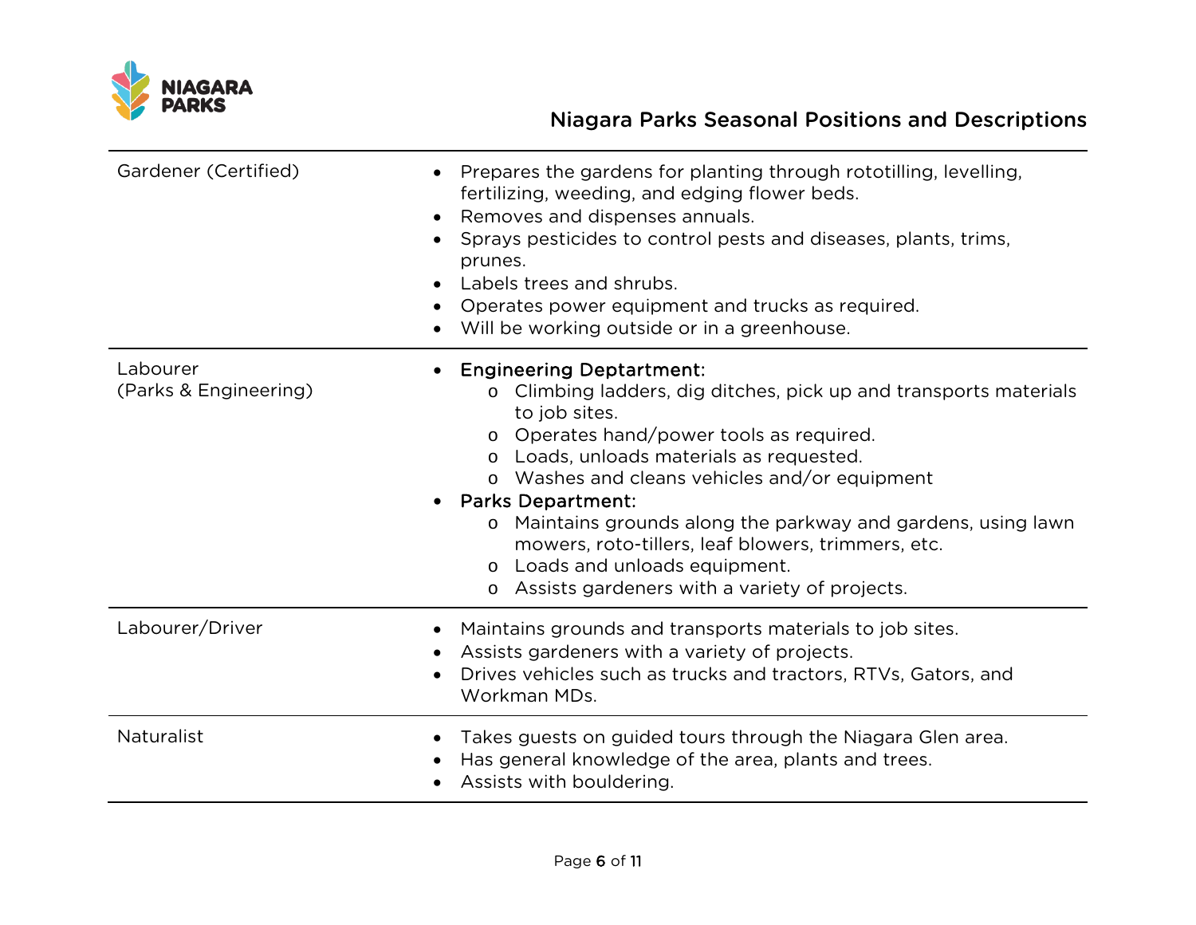| Position | Description |
|---|---|
| Gardener (Certified) | • Prepares the gardens for planting through rototilling, levelling, fertilizing, weeding, and edging flower beds.<br>• Removes and dispenses annuals.<br>• Sprays pesticides to control pests and diseases, plants, trims, prunes.<br>• Labels trees and shrubs.<br>• Operates power equipment and trucks as required.<br>• Will be working outside or in a greenhouse. |
| Labourer<br>(Parks & Engineering) | • Engineering Deptartment:<br>&nbsp;&nbsp;o Climbing ladders, dig ditches, pick up and transports materials to job sites.<br>&nbsp;&nbsp;o Operates hand/power tools as required.<br>&nbsp;&nbsp;o Loads, unloads materials as requested.<br>&nbsp;&nbsp;o Washes and cleans vehicles and/or equipment<br>• Parks Department:<br>&nbsp;&nbsp;o Maintains grounds along the parkway and gardens, using lawn mowers, roto-tillers, leaf blowers, trimmers, etc.<br>&nbsp;&nbsp;o Loads and unloads equipment.<br>&nbsp;&nbsp;o Assists gardeners with a variety of projects. |
| Labourer/Driver | • Maintains grounds and transports materials to job sites.<br>• Assists gardeners with a variety of projects.<br>• Drives vehicles such as trucks and tractors, RTVs, Gators, and Workman MDs. |
| Naturalist | • Takes guests on guided tours through the Niagara Glen area.<br>• Has general knowledge of the area, plants and trees.<br>• Assists with bouldering. |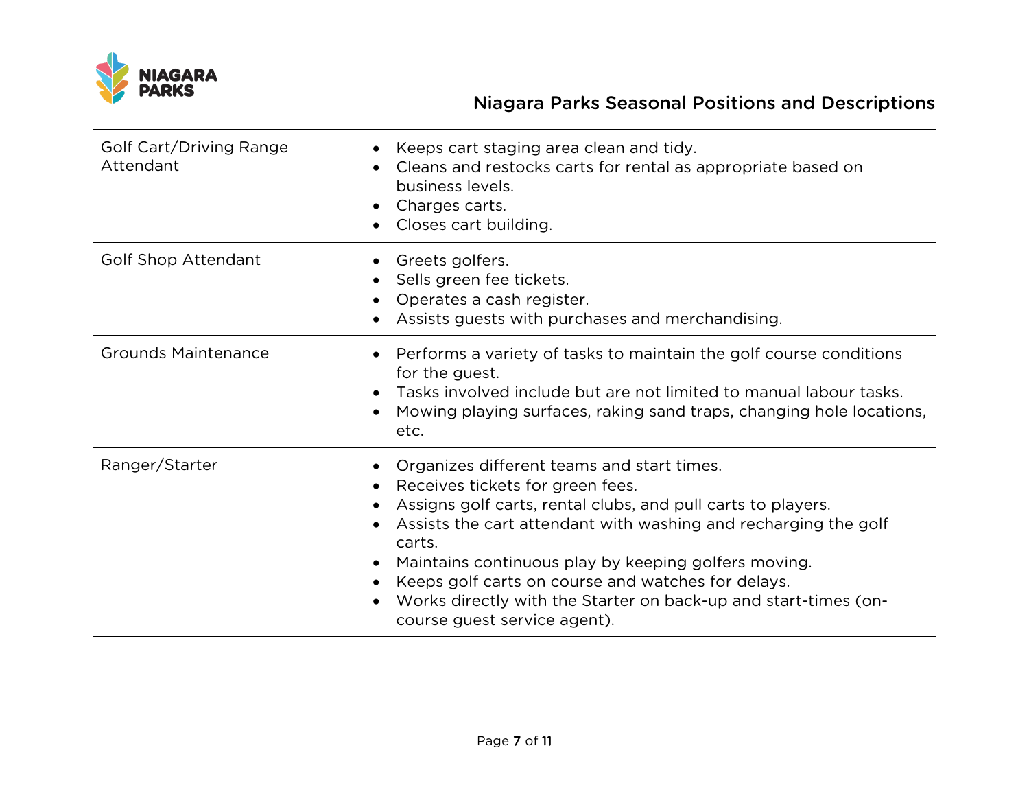| Position | Description |
|---|---|
| Golf Cart/Driving Range Attendant | • Keeps cart staging area clean and tidy.<br>• Cleans and restocks carts for rental as appropriate based on business levels.<br>• Charges carts.<br>• Closes cart building. |
| Golf Shop Attendant | • Greets golfers.<br>• Sells green fee tickets.<br>• Operates a cash register.<br>• Assists guests with purchases and merchandising. |
| Grounds Maintenance | • Performs a variety of tasks to maintain the golf course conditions for the guest.<br>• Tasks involved include but are not limited to manual labour tasks.<br>• Mowing playing surfaces, raking sand traps, changing hole locations, etc. |
| Ranger/Starter | • Organizes different teams and start times.<br>• Receives tickets for green fees.<br>• Assigns golf carts, rental clubs, and pull carts to players.<br>• Assists the cart attendant with washing and recharging the golf carts.<br>• Maintains continuous play by keeping golfers moving.<br>• Keeps golf carts on course and watches for delays.<br>• Works directly with the Starter on back-up and start-times (on-course guest service agent). |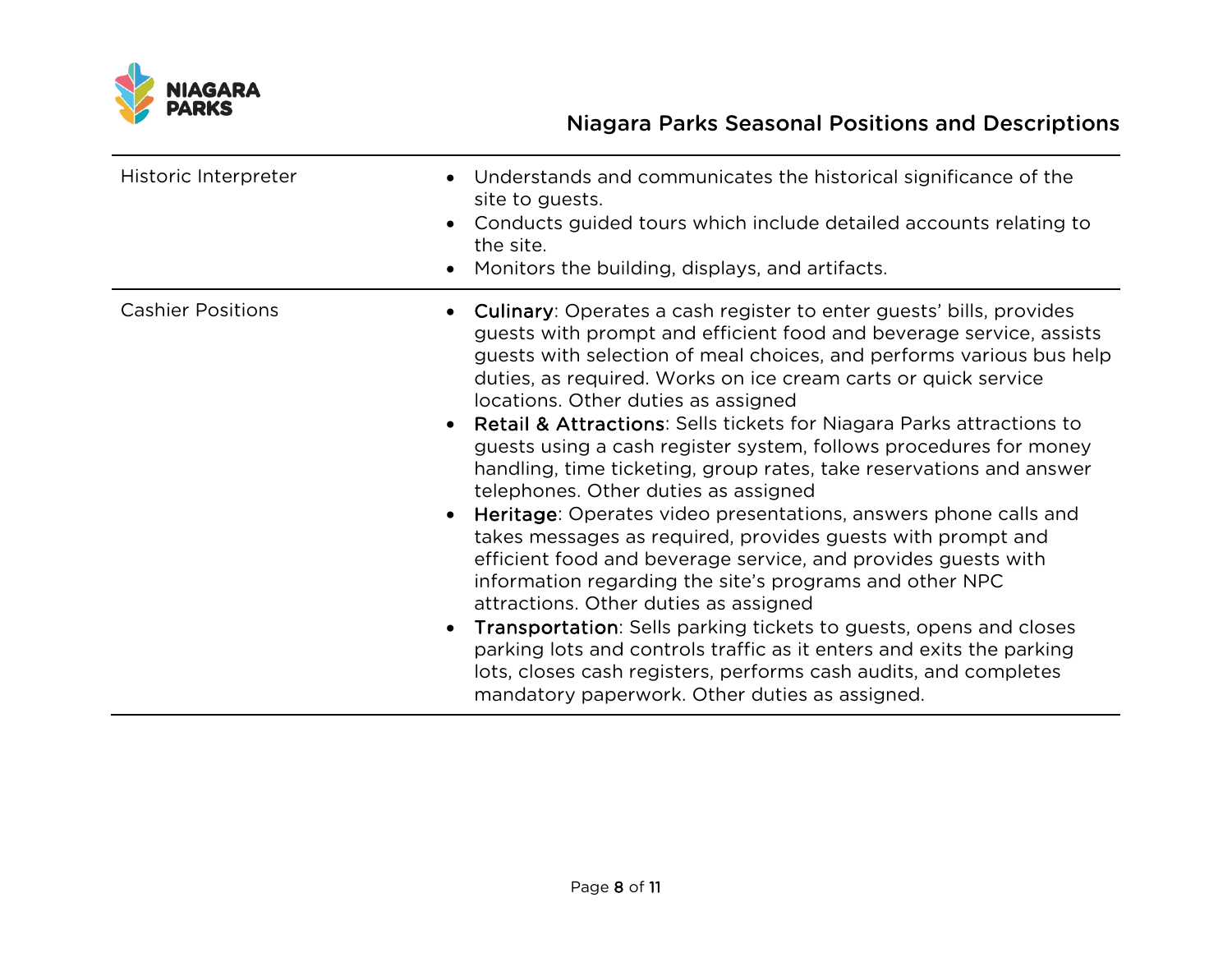| Position | Description |
|---|---|
| Historic Interpreter | • Understands and communicates the historical significance of the site to guests.<br>• Conducts guided tours which include detailed accounts relating to the site.<br>• Monitors the building, displays, and artifacts. |
| Cashier Positions | • Culinary: Operates a cash register to enter guests' bills, provides guests with prompt and efficient food and beverage service, assists guests with selection of meal choices, and performs various bus help duties, as required. Works on ice cream carts or quick service locations. Other duties as assigned<br>• Retail & Attractions: Sells tickets for Niagara Parks attractions to guests using a cash register system, follows procedures for money handling, time ticketing, group rates, take reservations and answer telephones. Other duties as assigned<br>• Heritage: Operates video presentations, answers phone calls and takes messages as required, provides guests with prompt and efficient food and beverage service, and provides guests with information regarding the site's programs and other NPC attractions. Other duties as assigned<br>• Transportation: Sells parking tickets to guests, opens and closes parking lots and controls traffic as it enters and exits the parking lots, closes cash registers, performs cash audits, and completes mandatory paperwork. Other duties as assigned. |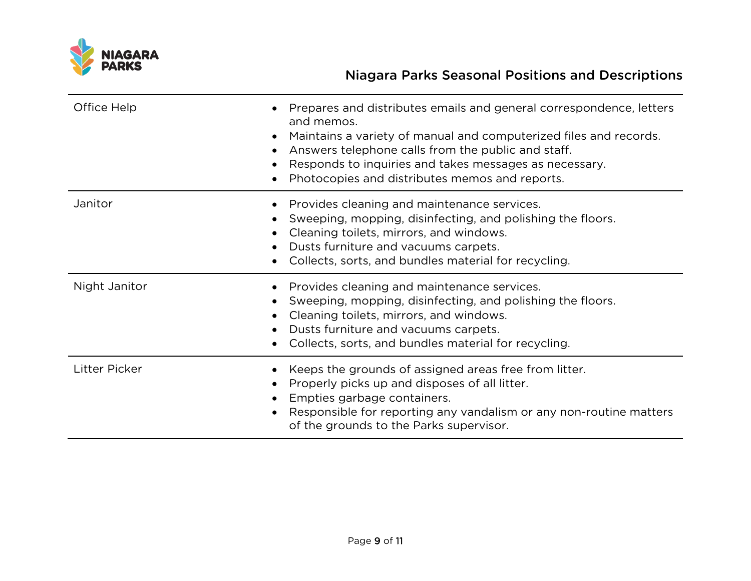| Position | Description |
|---|---|
| Office Help | • Prepares and distributes emails and general correspondence, letters and memos.<br>• Maintains a variety of manual and computerized files and records.<br>• Answers telephone calls from the public and staff.<br>• Responds to inquiries and takes messages as necessary.<br>• Photocopies and distributes memos and reports. |
| Janitor | • Provides cleaning and maintenance services.<br>• Sweeping, mopping, disinfecting, and polishing the floors.<br>• Cleaning toilets, mirrors, and windows.<br>• Dusts furniture and vacuums carpets.<br>• Collects, sorts, and bundles material for recycling. |
| Night Janitor | • Provides cleaning and maintenance services.<br>• Sweeping, mopping, disinfecting, and polishing the floors.<br>• Cleaning toilets, mirrors, and windows.<br>• Dusts furniture and vacuums carpets.<br>• Collects, sorts, and bundles material for recycling. |
| Litter Picker | • Keeps the grounds of assigned areas free from litter.<br>• Properly picks up and disposes of all litter.<br>• Empties garbage containers.<br>• Responsible for reporting any vandalism or any non-routine matters of the grounds to the Parks supervisor. |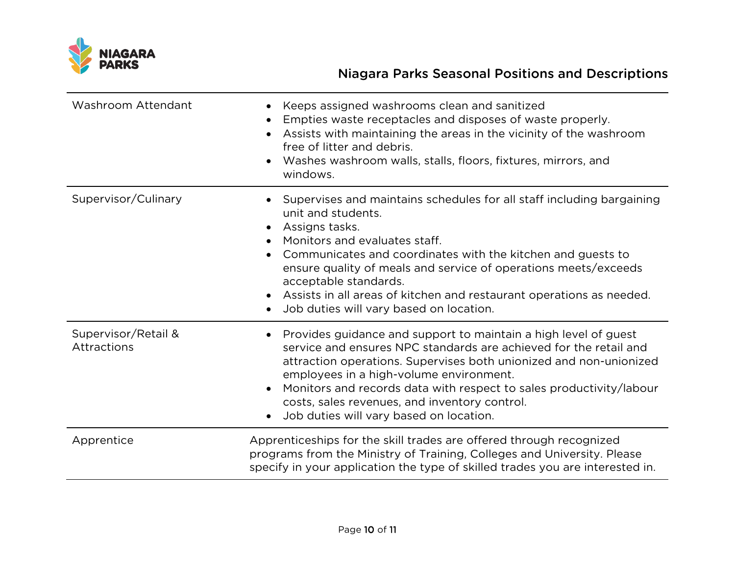| Position | Description |
| --- | --- |
| Washroom Attendant | • Keeps assigned washrooms clean and sanitized<br>• Empties waste receptacles and disposes of waste properly.<br>• Assists with maintaining the areas in the vicinity of the washroom free of litter and debris.<br>• Washes washroom walls, stalls, floors, fixtures, mirrors, and windows. |
| Supervisor/Culinary | • Supervises and maintains schedules for all staff including bargaining unit and students.<br>• Assigns tasks.<br>• Monitors and evaluates staff.<br>• Communicates and coordinates with the kitchen and guests to ensure quality of meals and service of operations meets/exceeds acceptable standards.<br>• Assists in all areas of kitchen and restaurant operations as needed.<br>• Job duties will vary based on location. |
| Supervisor/Retail & Attractions | • Provides guidance and support to maintain a high level of guest service and ensures NPC standards are achieved for the retail and attraction operations. Supervises both unionized and non-unionized employees in a high-volume environment.<br>• Monitors and records data with respect to sales productivity/labour costs, sales revenues, and inventory control.<br>• Job duties will vary based on location. |
| Apprentice | Apprenticeships for the skill trades are offered through recognized programs from the Ministry of Training, Colleges and University. Please specify in your application the type of skilled trades you are interested in. |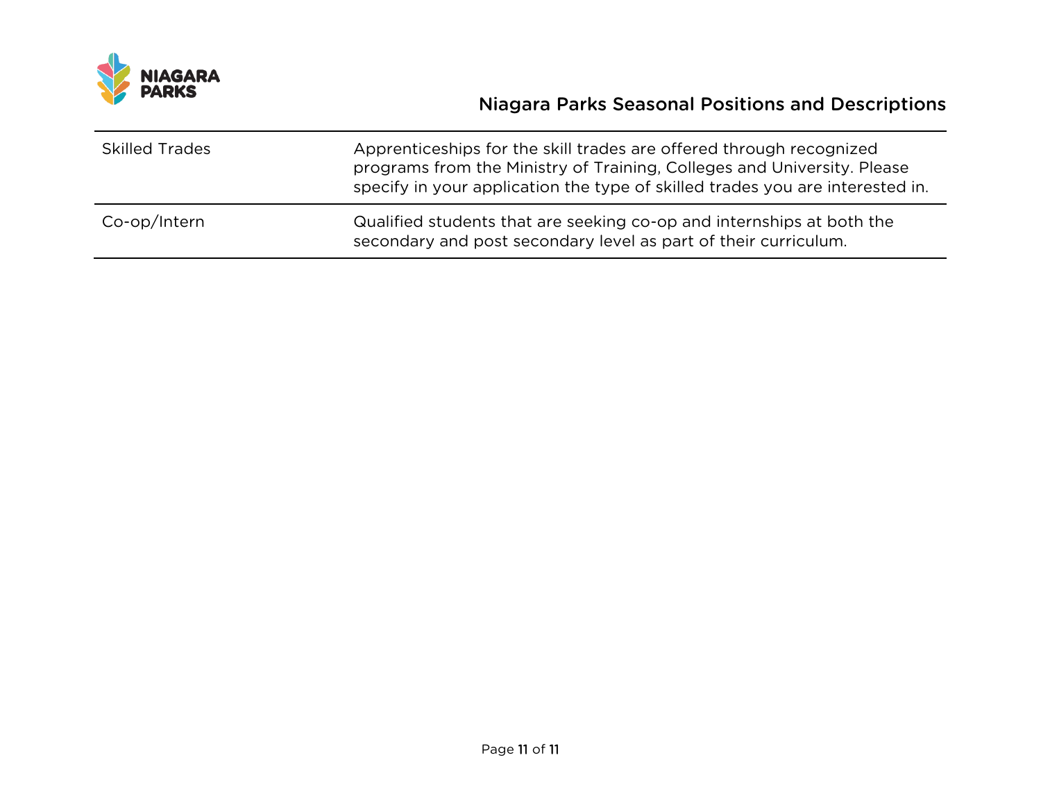| | |
|---|---|
| Skilled Trades | Apprenticeships for the skill trades are offered through recognized programs from the Ministry of Training, Colleges and University. Please specify in your application the type of skilled trades you are interested in. |
| Co-op/Intern | Qualified students that are seeking co-op and internships at both the secondary and post secondary level as part of their curriculum. |